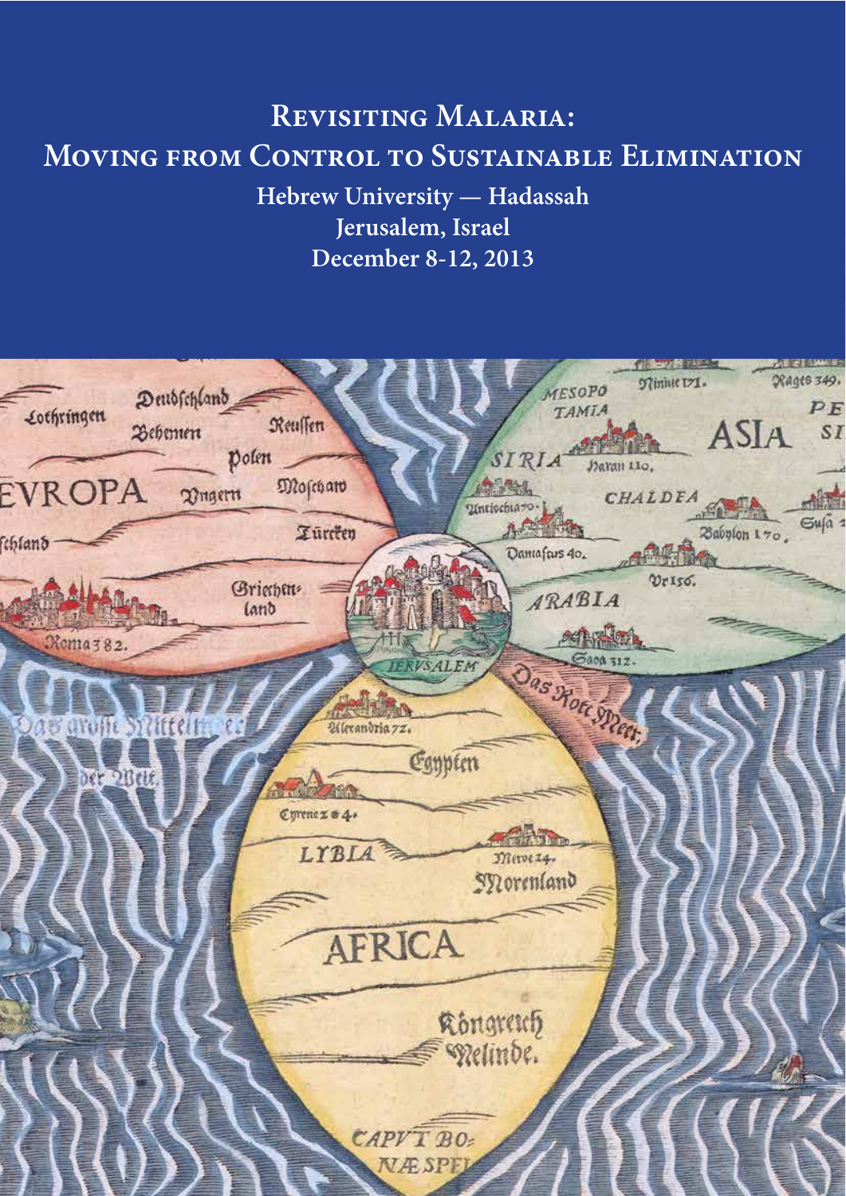# Revisiting Malaria:
# Moving from Control to Sustainable Elimination

**Hebrew University — Hadassah**
**Jerusalem, Israel**
**December 8-12, 2013**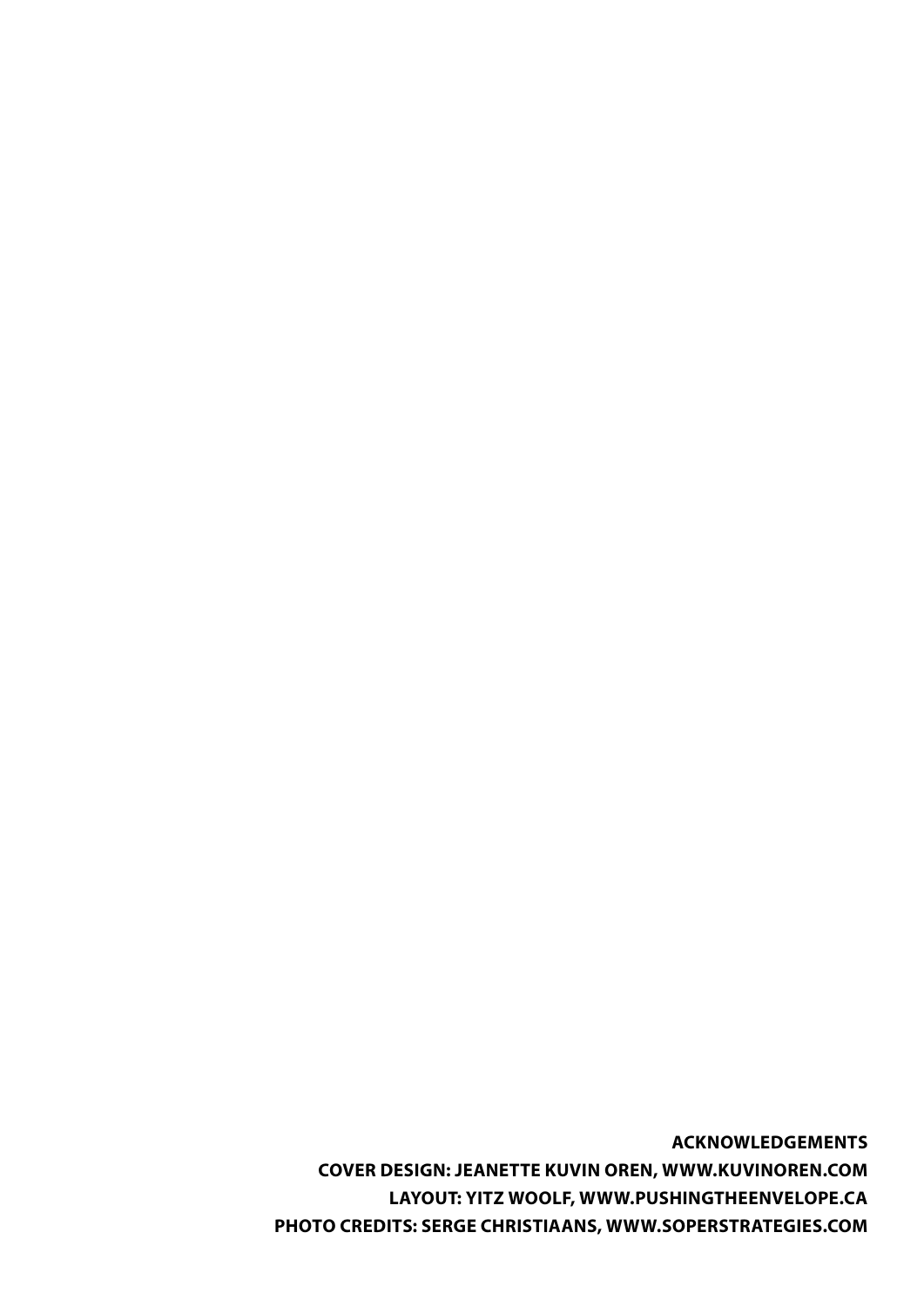**ACKNOWLEDGEMENTS**

**COVER DESIGN: JEANETTE KUVIN OREN, WWW.KUVINOREN.COM**

**LAYOUT: YITZ WOOLF, WWW.PUSHINGTHEENVELOPE.CA**

**PHOTO CREDITS: SERGE CHRISTIAANS, WWW.SOPERSTRATEGIES.COM**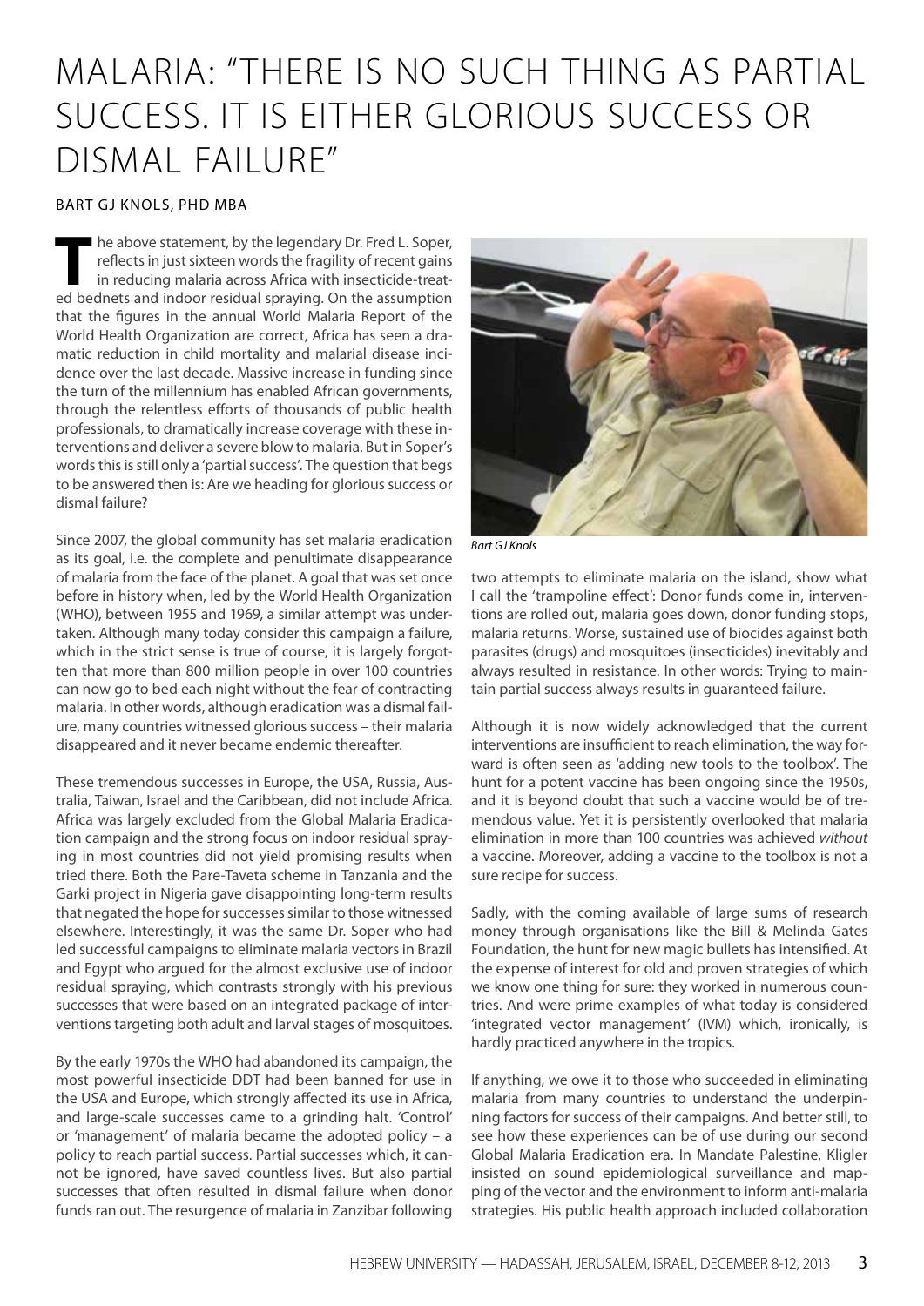# MALARIA: "THERE IS NO SUCH THING AS PARTIAL SUCCESS. IT IS EITHER GLORIOUS SUCCESS OR DISMAL FAILURE"

BART GJ KNOLS, PHD MBA

The above statement, by the legendary Dr. Fred L. Soper, reflects in just sixteen words the fragility of recent gains in reducing malaria across Africa with insecticide-treated bednets and indoor residual spraying. On the assumption that the figures in the annual World Malaria Report of the World Health Organization are correct, Africa has seen a dramatic reduction in child mortality and malarial disease incidence over the last decade. Massive increase in funding since the turn of the millennium has enabled African governments, through the relentless efforts of thousands of public health professionals, to dramatically increase coverage with these interventions and deliver a severe blow to malaria. But in Soper's words this is still only a 'partial success'. The question that begs to be answered then is: Are we heading for glorious success or dismal failure?

Since 2007, the global community has set malaria eradication as its goal, i.e. the complete and penultimate disappearance of malaria from the face of the planet. A goal that was set once before in history when, led by the World Health Organization (WHO), between 1955 and 1969, a similar attempt was undertaken. Although many today consider this campaign a failure, which in the strict sense is true of course, it is largely forgotten that more than 800 million people in over 100 countries can now go to bed each night without the fear of contracting malaria. In other words, although eradication was a dismal failure, many countries witnessed glorious success – their malaria disappeared and it never became endemic thereafter.

These tremendous successes in Europe, the USA, Russia, Australia, Taiwan, Israel and the Caribbean, did not include Africa. Africa was largely excluded from the Global Malaria Eradication campaign and the strong focus on indoor residual spraying in most countries did not yield promising results when tried there. Both the Pare-Taveta scheme in Tanzania and the Garki project in Nigeria gave disappointing long-term results that negated the hope for successes similar to those witnessed elsewhere. Interestingly, it was the same Dr. Soper who had led successful campaigns to eliminate malaria vectors in Brazil and Egypt who argued for the almost exclusive use of indoor residual spraying, which contrasts strongly with his previous successes that were based on an integrated package of interventions targeting both adult and larval stages of mosquitoes.

By the early 1970s the WHO had abandoned its campaign, the most powerful insecticide DDT had been banned for use in the USA and Europe, which strongly affected its use in Africa, and large-scale successes came to a grinding halt. 'Control' or 'management' of malaria became the adopted policy – a policy to reach partial success. Partial successes which, it cannot be ignored, have saved countless lives. But also partial successes that often resulted in dismal failure when donor funds ran out. The resurgence of malaria in Zanzibar following two attempts to eliminate malaria on the island, show what I call the 'trampoline effect': Donor funds come in, interventions are rolled out, malaria goes down, donor funding stops, malaria returns. Worse, sustained use of biocides against both parasites (drugs) and mosquitoes (insecticides) inevitably and always resulted in resistance. In other words: Trying to maintain partial success always results in guaranteed failure.

*Bart GJ Knols*

Although it is now widely acknowledged that the current interventions are insufficient to reach elimination, the way forward is often seen as 'adding new tools to the toolbox'. The hunt for a potent vaccine has been ongoing since the 1950s, and it is beyond doubt that such a vaccine would be of tremendous value. Yet it is persistently overlooked that malaria elimination in more than 100 countries was achieved *without* a vaccine. Moreover, adding a vaccine to the toolbox is not a sure recipe for success.

Sadly, with the coming available of large sums of research money through organisations like the Bill & Melinda Gates Foundation, the hunt for new magic bullets has intensified. At the expense of interest for old and proven strategies of which we know one thing for sure: they worked in numerous countries. And were prime examples of what today is considered 'integrated vector management' (IVM) which, ironically, is hardly practiced anywhere in the tropics.

If anything, we owe it to those who succeeded in eliminating malaria from many countries to understand the underpinning factors for success of their campaigns. And better still, to see how these experiences can be of use during our second Global Malaria Eradication era. In Mandate Palestine, Kligler insisted on sound epidemiological surveillance and mapping of the vector and the environment to inform anti-malaria strategies. His public health approach included collaboration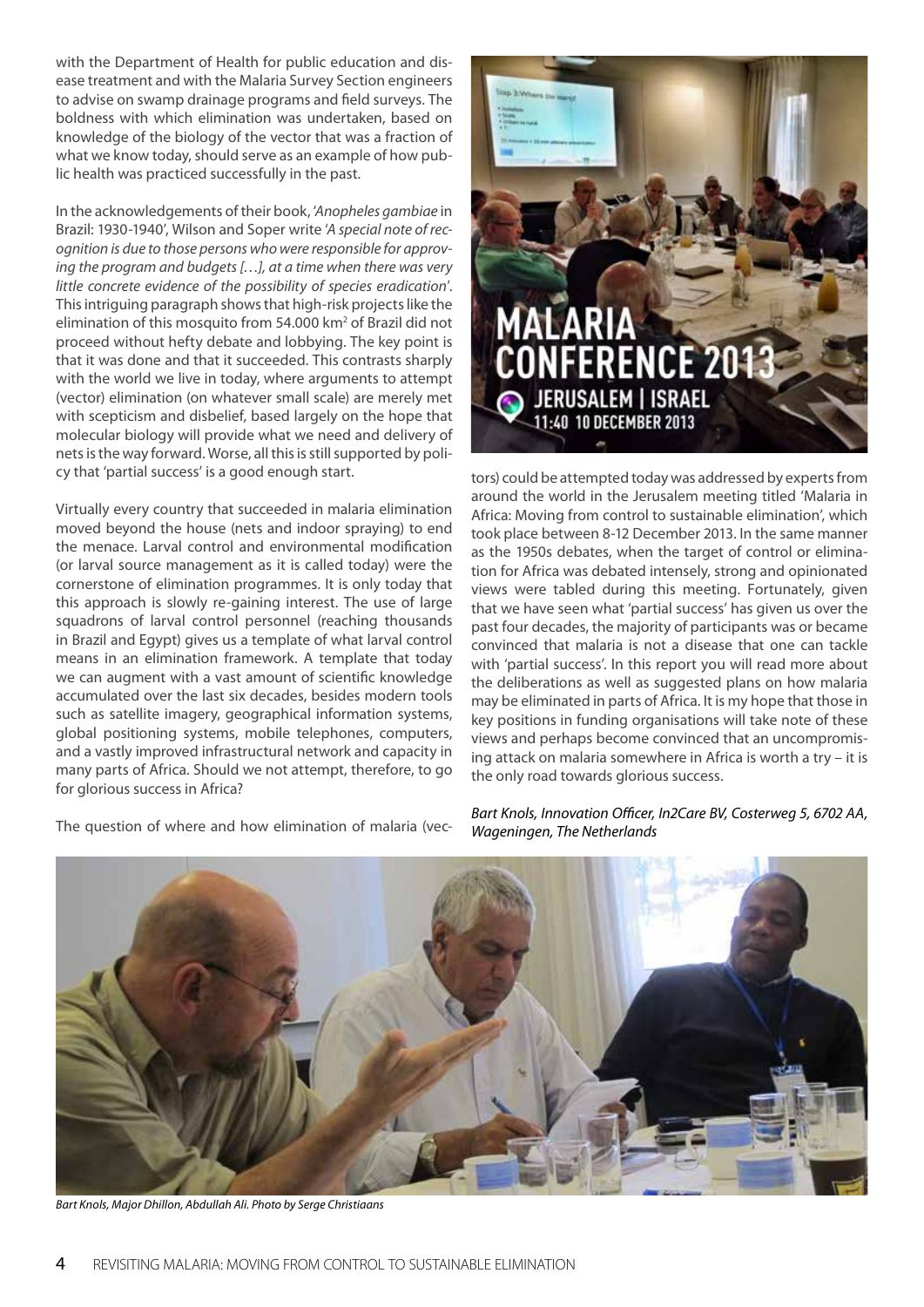with the Department of Health for public education and disease treatment and with the Malaria Survey Section engineers to advise on swamp drainage programs and field surveys. The boldness with which elimination was undertaken, based on knowledge of the biology of the vector that was a fraction of what we know today, should serve as an example of how public health was practiced successfully in the past.

In the acknowledgements of their book, '*Anopheles gambiae* in Brazil: 1930-1940', Wilson and Soper write '*A special note of recognition is due to those persons who were responsible for approving the program and budgets […], at a time when there was very little concrete evidence of the possibility of species eradication*'. This intriguing paragraph shows that high-risk projects like the elimination of this mosquito from 54.000 km$^2$ of Brazil did not proceed without hefty debate and lobbying. The key point is that it was done and that it succeeded. This contrasts sharply with the world we live in today, where arguments to attempt (vector) elimination (on whatever small scale) are merely met with scepticism and disbelief, based largely on the hope that molecular biology will provide what we need and delivery of nets is the way forward. Worse, all this is still supported by policy that 'partial success' is a good enough start.

Virtually every country that succeeded in malaria elimination moved beyond the house (nets and indoor spraying) to end the menace. Larval control and environmental modification (or larval source management as it is called today) were the cornerstone of elimination programmes. It is only today that this approach is slowly re-gaining interest. The use of large squadrons of larval control personnel (reaching thousands in Brazil and Egypt) gives us a template of what larval control means in an elimination framework. A template that today we can augment with a vast amount of scientific knowledge accumulated over the last six decades, besides modern tools such as satellite imagery, geographical information systems, global positioning systems, mobile telephones, computers, and a vastly improved infrastructural network and capacity in many parts of Africa. Should we not attempt, therefore, to go for glorious success in Africa?

The question of where and how elimination of malaria (vectors) could be attempted today was addressed by experts from around the world in the Jerusalem meeting titled 'Malaria in Africa: Moving from control to sustainable elimination', which took place between 8-12 December 2013. In the same manner as the 1950s debates, when the target of control or elimination for Africa was debated intensely, strong and opinionated views were tabled during this meeting. Fortunately, given that we have seen what 'partial success' has given us over the past four decades, the majority of participants was or became convinced that malaria is not a disease that one can tackle with 'partial success'. In this report you will read more about the deliberations as well as suggested plans on how malaria may be eliminated in parts of Africa. It is my hope that those in key positions in funding organisations will take note of these views and perhaps become convinced that an uncompromising attack on malaria somewhere in Africa is worth a try – it is the only road towards glorious success.

*Bart Knols, Innovation Officer, In2Care BV, Costerweg 5, 6702 AA, Wageningen, The Netherlands*

MALARIA CONFERENCE 2013
JERUSALEM | ISRAEL
11:40 10 DECEMBER 2013

*Bart Knols, Major Dhillon, Abdullah Ali. Photo by Serge Christiaans*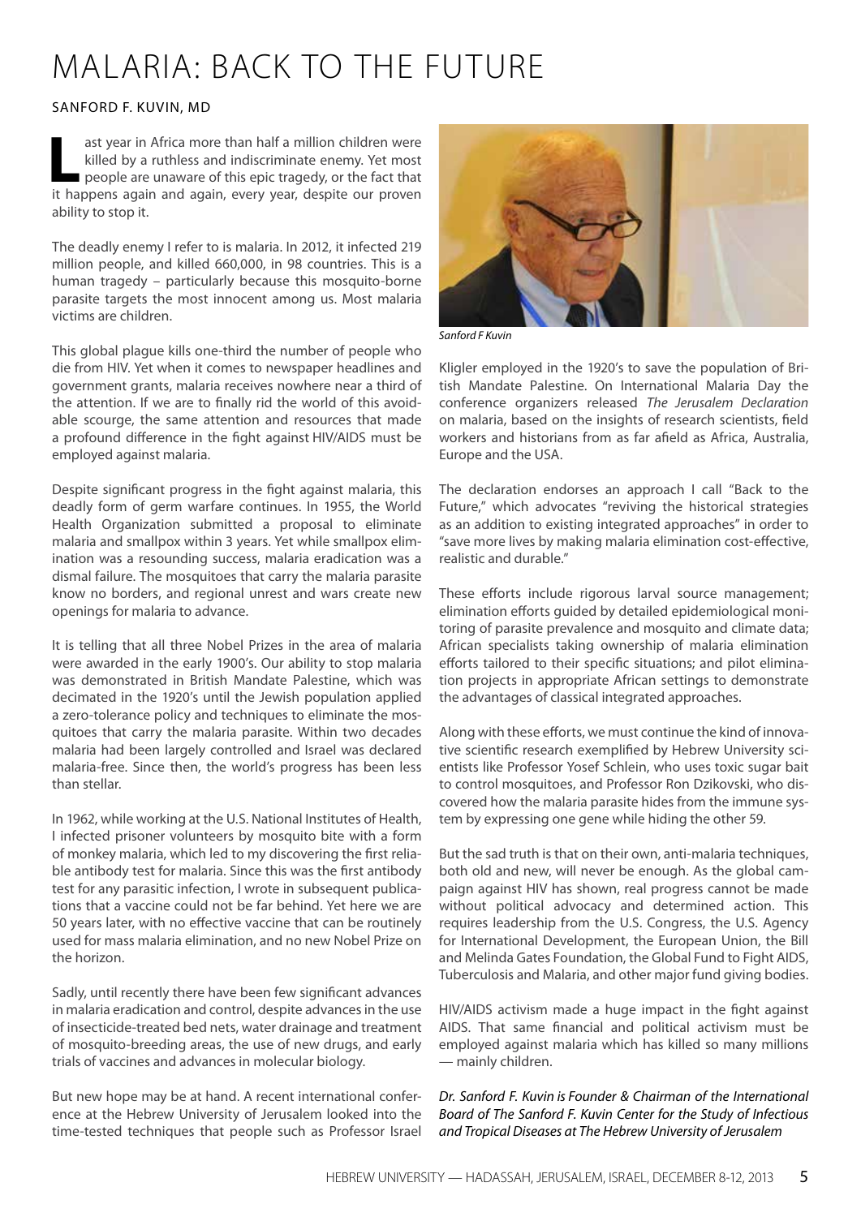# MALARIA: BACK TO THE FUTURE

SANFORD F. KUVIN, MD

Last year in Africa more than half a million children were killed by a ruthless and indiscriminate enemy. Yet most people are unaware of this epic tragedy, or the fact that it happens again and again, every year, despite our proven ability to stop it.

The deadly enemy I refer to is malaria. In 2012, it infected 219 million people, and killed 660,000, in 98 countries. This is a human tragedy – particularly because this mosquito-borne parasite targets the most innocent among us. Most malaria victims are children.

This global plague kills one-third the number of people who die from HIV. Yet when it comes to newspaper headlines and government grants, malaria receives nowhere near a third of the attention. If we are to finally rid the world of this avoidable scourge, the same attention and resources that made a profound difference in the fight against HIV/AIDS must be employed against malaria.

Despite significant progress in the fight against malaria, this deadly form of germ warfare continues. In 1955, the World Health Organization submitted a proposal to eliminate malaria and smallpox within 3 years. Yet while smallpox elimination was a resounding success, malaria eradication was a dismal failure. The mosquitoes that carry the malaria parasite know no borders, and regional unrest and wars create new openings for malaria to advance.

It is telling that all three Nobel Prizes in the area of malaria were awarded in the early 1900's. Our ability to stop malaria was demonstrated in British Mandate Palestine, which was decimated in the 1920's until the Jewish population applied a zero-tolerance policy and techniques to eliminate the mosquitoes that carry the malaria parasite. Within two decades malaria had been largely controlled and Israel was declared malaria-free. Since then, the world's progress has been less than stellar.

In 1962, while working at the U.S. National Institutes of Health, I infected prisoner volunteers by mosquito bite with a form of monkey malaria, which led to my discovering the first reliable antibody test for malaria. Since this was the first antibody test for any parasitic infection, I wrote in subsequent publications that a vaccine could not be far behind. Yet here we are 50 years later, with no effective vaccine that can be routinely used for mass malaria elimination, and no new Nobel Prize on the horizon.

Sadly, until recently there have been few significant advances in malaria eradication and control, despite advances in the use of insecticide-treated bed nets, water drainage and treatment of mosquito-breeding areas, the use of new drugs, and early trials of vaccines and advances in molecular biology.

But new hope may be at hand. A recent international conference at the Hebrew University of Jerusalem looked into the time-tested techniques that people such as Professor Israel Kligler employed in the 1920's to save the population of British Mandate Palestine. On International Malaria Day the conference organizers released *The Jerusalem Declaration* on malaria, based on the insights of research scientists, field workers and historians from as far afield as Africa, Australia, Europe and the USA.

*Sanford F Kuvin*

The declaration endorses an approach I call "Back to the Future," which advocates "reviving the historical strategies as an addition to existing integrated approaches" in order to "save more lives by making malaria elimination cost-effective, realistic and durable."

These efforts include rigorous larval source management; elimination efforts guided by detailed epidemiological monitoring of parasite prevalence and mosquito and climate data; African specialists taking ownership of malaria elimination efforts tailored to their specific situations; and pilot elimination projects in appropriate African settings to demonstrate the advantages of classical integrated approaches.

Along with these efforts, we must continue the kind of innovative scientific research exemplified by Hebrew University scientists like Professor Yosef Schlein, who uses toxic sugar bait to control mosquitoes, and Professor Ron Dzikovski, who discovered how the malaria parasite hides from the immune system by expressing one gene while hiding the other 59.

But the sad truth is that on their own, anti-malaria techniques, both old and new, will never be enough. As the global campaign against HIV has shown, real progress cannot be made without political advocacy and determined action. This requires leadership from the U.S. Congress, the U.S. Agency for International Development, the European Union, the Bill and Melinda Gates Foundation, the Global Fund to Fight AIDS, Tuberculosis and Malaria, and other major fund giving bodies.

HIV/AIDS activism made a huge impact in the fight against AIDS. That same financial and political activism must be employed against malaria which has killed so many millions — mainly children.

*Dr. Sanford F. Kuvin is Founder & Chairman of the International Board of The Sanford F. Kuvin Center for the Study of Infectious and Tropical Diseases at The Hebrew University of Jerusalem*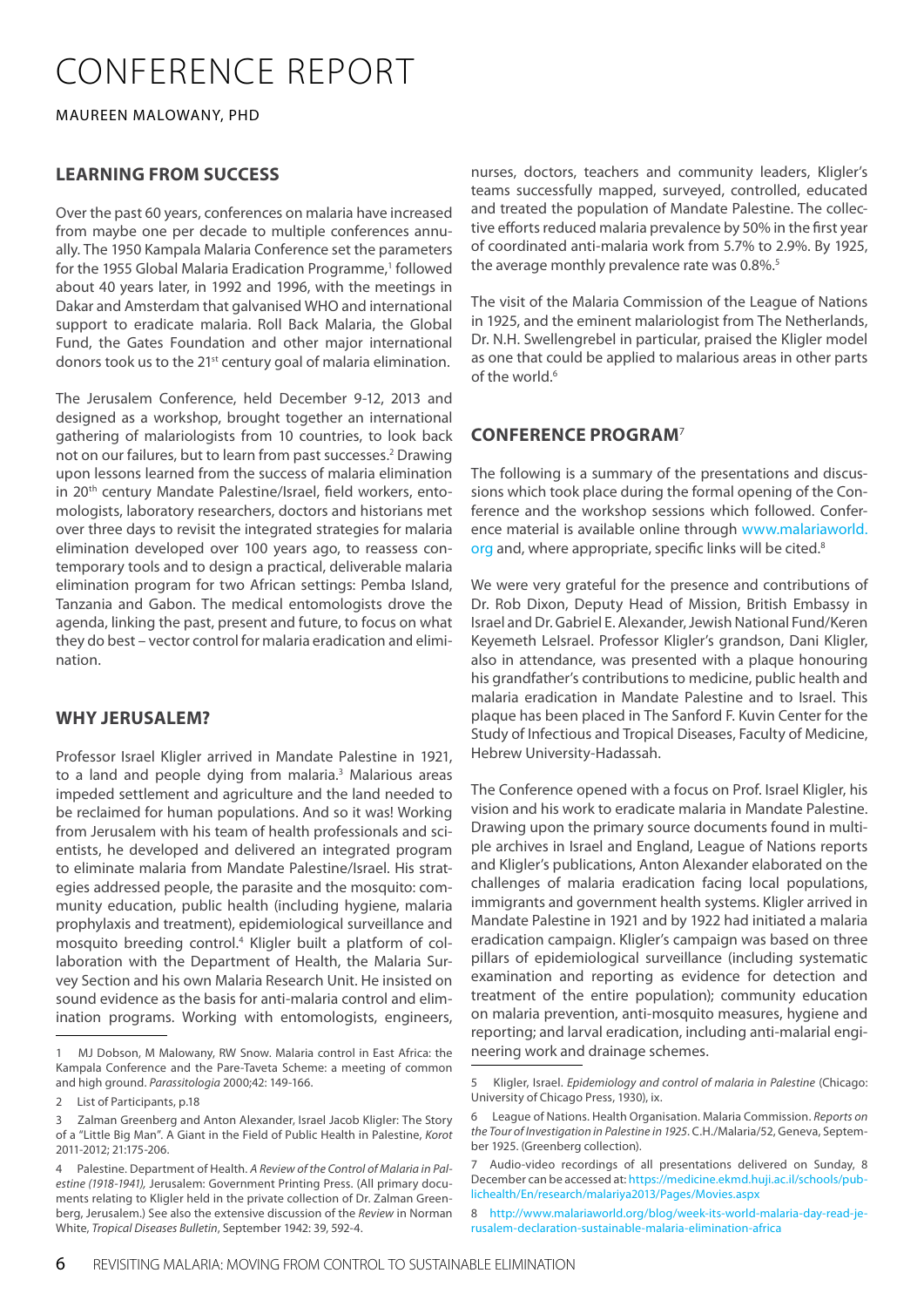# CONFERENCE REPORT

MAUREEN MALOWANY, PHD

## LEARNING FROM SUCCESS

Over the past 60 years, conferences on malaria have increased from maybe one per decade to multiple conferences annually. The 1950 Kampala Malaria Conference set the parameters for the 1955 Global Malaria Eradication Programme,[1] followed about 40 years later, in 1992 and 1996, with the meetings in Dakar and Amsterdam that galvanised WHO and international support to eradicate malaria. Roll Back Malaria, the Global Fund, the Gates Foundation and other major international donors took us to the 21st century goal of malaria elimination.

The Jerusalem Conference, held December 9-12, 2013 and designed as a workshop, brought together an international gathering of malariologists from 10 countries, to look back not on our failures, but to learn from past successes.[2] Drawing upon lessons learned from the success of malaria elimination in 20th century Mandate Palestine/Israel, field workers, entomologists, laboratory researchers, doctors and historians met over three days to revisit the integrated strategies for malaria elimination developed over 100 years ago, to reassess contemporary tools and to design a practical, deliverable malaria elimination program for two African settings: Pemba Island, Tanzania and Gabon. The medical entomologists drove the agenda, linking the past, present and future, to focus on what they do best – vector control for malaria eradication and elimination.

## WHY JERUSALEM?

Professor Israel Kligler arrived in Mandate Palestine in 1921, to a land and people dying from malaria.[3] Malarious areas impeded settlement and agriculture and the land needed to be reclaimed for human populations. And so it was! Working from Jerusalem with his team of health professionals and scientists, he developed and delivered an integrated program to eliminate malaria from Mandate Palestine/Israel. His strategies addressed people, the parasite and the mosquito: community education, public health (including hygiene, malaria prophylaxis and treatment), epidemiological surveillance and mosquito breeding control.[4] Kligler built a platform of collaboration with the Department of Health, the Malaria Survey Section and his own Malaria Research Unit. He insisted on sound evidence as the basis for anti-malaria control and elimination programs. Working with entomologists, engineers, nurses, doctors, teachers and community leaders, Kligler's teams successfully mapped, surveyed, controlled, educated and treated the population of Mandate Palestine. The collective efforts reduced malaria prevalence by 50% in the first year of coordinated anti-malaria work from 5.7% to 2.9%. By 1925, the average monthly prevalence rate was 0.8%.[5]

The visit of the Malaria Commission of the League of Nations in 1925, and the eminent malariologist from The Netherlands, Dr. N.H. Swellengrebel in particular, praised the Kligler model as one that could be applied to malarious areas in other parts of the world.[6]

## CONFERENCE PROGRAM[7]

The following is a summary of the presentations and discussions which took place during the formal opening of the Conference and the workshop sessions which followed. Conference material is available online through www.malariaworld.org and, where appropriate, specific links will be cited.[8]

We were very grateful for the presence and contributions of Dr. Rob Dixon, Deputy Head of Mission, British Embassy in Israel and Dr. Gabriel E. Alexander, Jewish National Fund/Keren Keyemeth LeIsrael. Professor Kligler's grandson, Dani Kligler, also in attendance, was presented with a plaque honouring his grandfather's contributions to medicine, public health and malaria eradication in Mandate Palestine and to Israel. This plaque has been placed in The Sanford F. Kuvin Center for the Study of Infectious and Tropical Diseases, Faculty of Medicine, Hebrew University-Hadassah.

The Conference opened with a focus on Prof. Israel Kligler, his vision and his work to eradicate malaria in Mandate Palestine. Drawing upon the primary source documents found in multiple archives in Israel and England, League of Nations reports and Kligler's publications, Anton Alexander elaborated on the challenges of malaria eradication facing local populations, immigrants and government health systems. Kligler arrived in Mandate Palestine in 1921 and by 1922 had initiated a malaria eradication campaign. Kligler's campaign was based on three pillars of epidemiological surveillance (including systematic examination and reporting as evidence for detection and treatment of the entire population); community education on malaria prevention, anti-mosquito measures, hygiene and reporting; and larval eradication, including anti-malarial engineering work and drainage schemes.

---

1 MJ Dobson, M Malowany, RW Snow. Malaria control in East Africa: the Kampala Conference and the Pare-Taveta Scheme: a meeting of common and high ground. *Parassitologia* 2000;42: 149-166.

2 List of Participants, p.18

3 Zalman Greenberg and Anton Alexander, Israel Jacob Kligler: The Story of a "Little Big Man". A Giant in the Field of Public Health in Palestine, *Korot* 2011-2012; 21:175-206.

4 Palestine. Department of Health. *A Review of the Control of Malaria in Palestine (1918-1941),* Jerusalem: Government Printing Press. (All primary documents relating to Kligler held in the private collection of Dr. Zalman Greenberg, Jerusalem.) See also the extensive discussion of the *Review* in Norman White, *Tropical Diseases Bulletin*, September 1942: 39, 592-4.

5 Kligler, Israel. *Epidemiology and control of malaria in Palestine* (Chicago: University of Chicago Press, 1930), ix.

6 League of Nations. Health Organisation. Malaria Commission. *Reports on the Tour of Investigation in Palestine in 1925*. C.H./Malaria/52, Geneva, September 1925. (Greenberg collection).

7 Audio-video recordings of all presentations delivered on Sunday, 8 December can be accessed at: https://medicine.ekmd.huji.ac.il/schools/publichealth/En/research/malariya2013/Pages/Movies.aspx

8 http://www.malariaworld.org/blog/week-its-world-malaria-day-read-jerusalem-declaration-sustainable-malaria-elimination-africa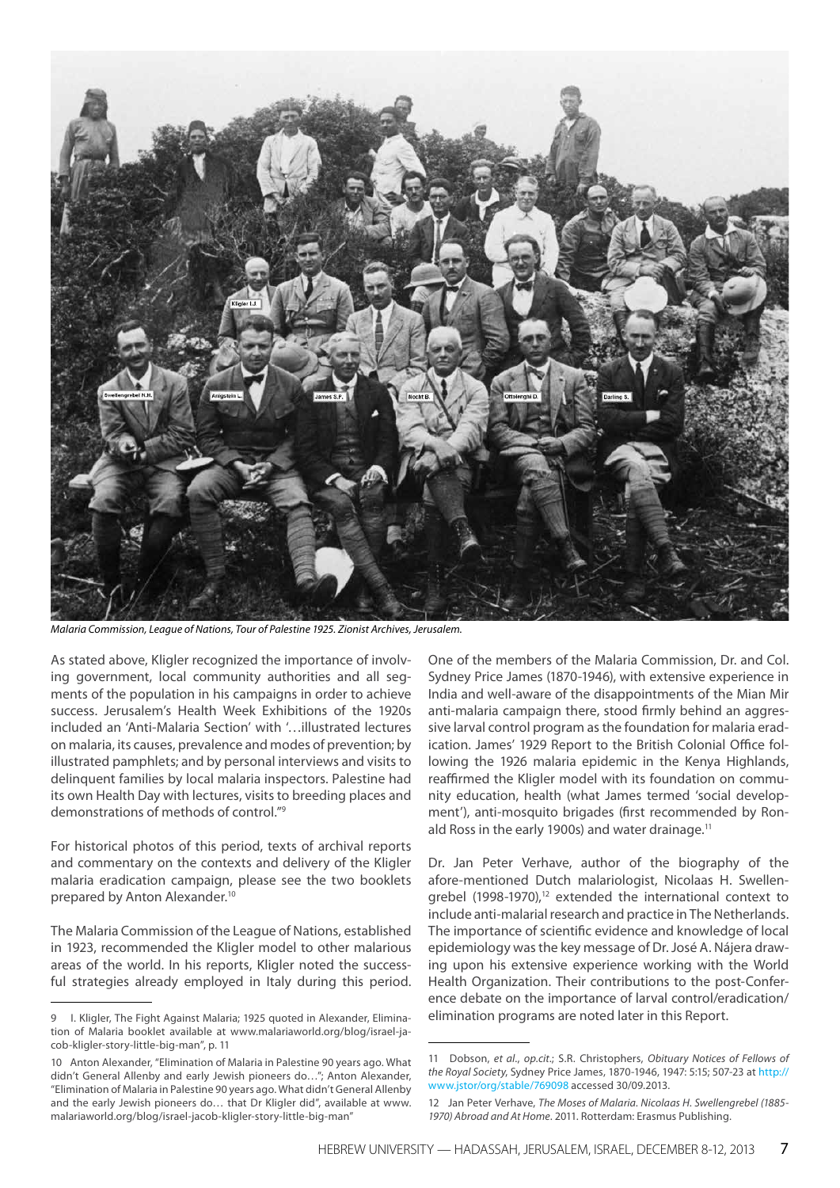*Malaria Commission, League of Nations, Tour of Palestine 1925. Zionist Archives, Jerusalem.*

As stated above, Kligler recognized the importance of involving government, local community authorities and all segments of the population in his campaigns in order to achieve success. Jerusalem's Health Week Exhibitions of the 1920s included an 'Anti-Malaria Section' with '…illustrated lectures on malaria, its causes, prevalence and modes of prevention; by illustrated pamphlets; and by personal interviews and visits to delinquent families by local malaria inspectors. Palestine had its own Health Day with lectures, visits to breeding places and demonstrations of methods of control."[9]

For historical photos of this period, texts of archival reports and commentary on the contexts and delivery of the Kligler malaria eradication campaign, please see the two booklets prepared by Anton Alexander.[10]

The Malaria Commission of the League of Nations, established in 1923, recommended the Kligler model to other malarious areas of the world. In his reports, Kligler noted the successful strategies already employed in Italy during this period. One of the members of the Malaria Commission, Dr. and Col. Sydney Price James (1870-1946), with extensive experience in India and well-aware of the disappointments of the Mian Mir anti-malaria campaign there, stood firmly behind an aggressive larval control program as the foundation for malaria eradication. James' 1929 Report to the British Colonial Office following the 1926 malaria epidemic in the Kenya Highlands, reaffirmed the Kligler model with its foundation on community education, health (what James termed 'social development'), anti-mosquito brigades (first recommended by Ronald Ross in the early 1900s) and water drainage.[11]

Dr. Jan Peter Verhave, author of the biography of the afore-mentioned Dutch malariologist, Nicolaas H. Swellengrebel (1998-1970),[12] extended the international context to include anti-malarial research and practice in The Netherlands. The importance of scientific evidence and knowledge of local epidemiology was the key message of Dr. José A. Nájera drawing upon his extensive experience working with the World Health Organization. Their contributions to the post-Conference debate on the importance of larval control/eradication/elimination programs are noted later in this Report.

9 I. Kligler, The Fight Against Malaria; 1925 quoted in Alexander, Elimination of Malaria booklet available at www.malariaworld.org/blog/israel-jacob-kligler-story-little-big-man", p. 11

10 Anton Alexander, "Elimination of Malaria in Palestine 90 years ago. What didn't General Allenby and early Jewish pioneers do…"; Anton Alexander, "Elimination of Malaria in Palestine 90 years ago. What didn't General Allenby and the early Jewish pioneers do… that Dr Kligler did", available at www.malariaworld.org/blog/israel-jacob-kligler-story-little-big-man"

11 Dobson, *et al*., *op.cit.*; S.R. Christophers, *Obituary Notices of Fellows of the Royal Society*, Sydney Price James, 1870-1946, 1947: 5:15; 507-23 at http://www.jstor/org/stable/769098 accessed 30/09.2013.

12 Jan Peter Verhave, *The Moses of Malaria. Nicolaas H. Swellengrebel (1885-1970) Abroad and At Home*. 2011. Rotterdam: Erasmus Publishing.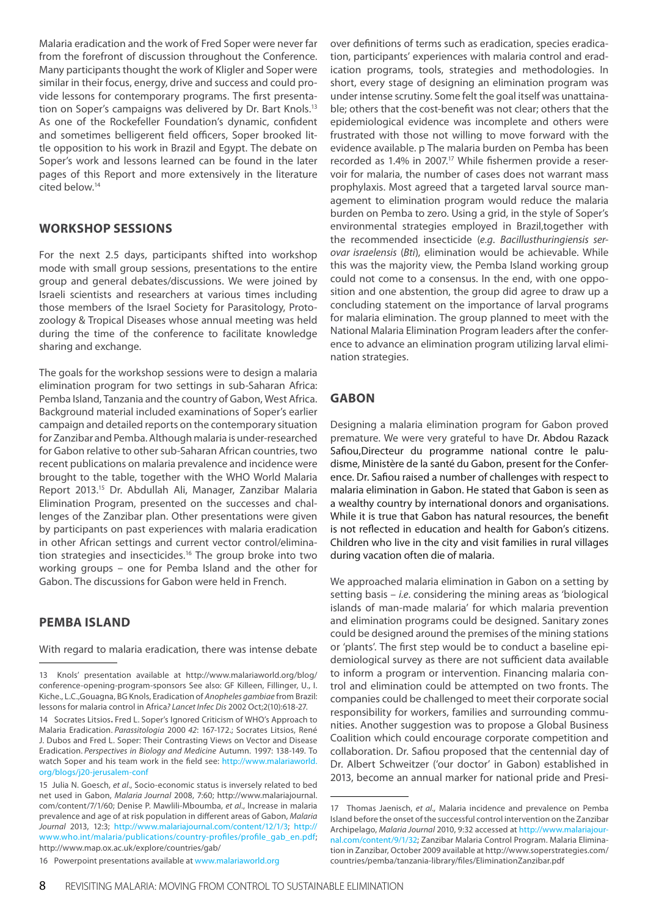Malaria eradication and the work of Fred Soper were never far from the forefront of discussion throughout the Conference. Many participants thought the work of Kligler and Soper were similar in their focus, energy, drive and success and could provide lessons for contemporary programs. The first presentation on Soper's campaigns was delivered by Dr. Bart Knols.[13] As one of the Rockefeller Foundation's dynamic, confident and sometimes belligerent field officers, Soper brooked little opposition to his work in Brazil and Egypt. The debate on Soper's work and lessons learned can be found in the later pages of this Report and more extensively in the literature cited below.[14]

## WORKSHOP SESSIONS

For the next 2.5 days, participants shifted into workshop mode with small group sessions, presentations to the entire group and general debates/discussions. We were joined by Israeli scientists and researchers at various times including those members of the Israel Society for Parasitology, Protozoology & Tropical Diseases whose annual meeting was held during the time of the conference to facilitate knowledge sharing and exchange.

The goals for the workshop sessions were to design a malaria elimination program for two settings in sub-Saharan Africa: Pemba Island, Tanzania and the country of Gabon, West Africa. Background material included examinations of Soper's earlier campaign and detailed reports on the contemporary situation for Zanzibar and Pemba. Although malaria is under-researched for Gabon relative to other sub-Saharan African countries, two recent publications on malaria prevalence and incidence were brought to the table, together with the WHO World Malaria Report 2013.[15] Dr. Abdullah Ali, Manager, Zanzibar Malaria Elimination Program, presented on the successes and challenges of the Zanzibar plan. Other presentations were given by participants on past experiences with malaria eradication in other African settings and current vector control/elimination strategies and insecticides.[16] The group broke into two working groups – one for Pemba Island and the other for Gabon. The discussions for Gabon were held in French.

## PEMBA ISLAND

With regard to malaria eradication, there was intense debate over definitions of terms such as eradication, species eradication, participants' experiences with malaria control and eradication programs, tools, strategies and methodologies. In short, every stage of designing an elimination program was under intense scrutiny. Some felt the goal itself was unattainable; others that the cost-benefit was not clear; others that the epidemiological evidence was incomplete and others were frustrated with those not willing to move forward with the evidence available. p The malaria burden on Pemba has been recorded as 1.4% in 2007.[17] While fishermen provide a reservoir for malaria, the number of cases does not warrant mass prophylaxis. Most agreed that a targeted larval source management to elimination program would reduce the malaria burden on Pemba to zero. Using a grid, in the style of Soper's environmental strategies employed in Brazil,together with the recommended insecticide (*e.g. Bacillusthuringiensis serovar israelensis* (*Bti*), elimination would be achievable. While this was the majority view, the Pemba Island working group could not come to a consensus. In the end, with one opposition and one abstention, the group did agree to draw up a concluding statement on the importance of larval programs for malaria elimination. The group planned to meet with the National Malaria Elimination Program leaders after the conference to advance an elimination program utilizing larval elimination strategies.

## GABON

Designing a malaria elimination program for Gabon proved premature. We were very grateful to have Dr. Abdou Razack Safiou,Directeur du programme national contre le paludisme, Ministère de la santé du Gabon, present for the Conference. Dr. Safiou raised a number of challenges with respect to malaria elimination in Gabon. He stated that Gabon is seen as a wealthy country by international donors and organisations. While it is true that Gabon has natural resources, the benefit is not reflected in education and health for Gabon's citizens. Children who live in the city and visit families in rural villages during vacation often die of malaria.

We approached malaria elimination in Gabon on a setting by setting basis – *i.e.* considering the mining areas as 'biological islands of man-made malaria' for which malaria prevention and elimination programs could be designed. Sanitary zones could be designed around the premises of the mining stations or 'plants'. The first step would be to conduct a baseline epidemiological survey as there are not sufficient data available to inform a program or intervention. Financing malaria control and elimination could be attempted on two fronts. The companies could be challenged to meet their corporate social responsibility for workers, families and surrounding communities. Another suggestion was to propose a Global Business Coalition which could encourage corporate competition and collaboration. Dr. Safiou proposed that the centennial day of Dr. Albert Schweitzer ('our doctor' in Gabon) established in 2013, become an annual marker for national pride and Presi-

---

13 Knols' presentation available at http://www.malariaworld.org/blog/conference-opening-program-sponsors See also: GF Killeen, Fillinger, U., I. Kiche., L.C.,Gouagna, BG Knols, Eradication of *Anopheles gambiae* from Brazil: lessons for malaria control in Africa*? Lancet Infec Dis* 2002 Oct;2(10):618-27.

14 Socrates Litsios**.** Fred L. Soper's Ignored Criticism of WHO's Approach to Malaria Eradication. *Parassitologia* 2000 *42*: 167-172.; Socrates Litsios, René J. Dubos and Fred L. Soper: Their Contrasting Views on Vector and Disease Eradication. *Perspectives in Biology and Medicine* Autumn. 1997: 138-149. To watch Soper and his team work in the field see: http://www.malariaworld.org/blogs/j20-jerusalem-conf

15 Julia N. Goesch, *et al*., Socio-economic status is inversely related to bed net used in Gabon, *Malaria Journal* 2008, 7:60; http://www.malariajournal.com/content/7/1/60; Denise P. Mawlili-Mboumba, *et al*., Increase in malaria prevalence and age of at risk population in different areas of Gabon, *Malaria Journal* 2013, 12:3; http://www.malariajournal.com/content/12/1/3; http://www.who.int/malaria/publications/country-profiles/profile_gab_en.pdf; http://www.map.ox.ac.uk/explore/countries/gab/

16 Powerpoint presentations available at www.malariaworld.org

17 Thomas Jaenisch, *et al.,* Malaria incidence and prevalence on Pemba Island before the onset of the successful control intervention on the Zanzibar Archipelago, *Malaria Journal* 2010, 9:32 accessed at http://www.malariajournal.com/content/9/1/32; Zanzibar Malaria Control Program. Malaria Elimination in Zanzibar, October 2009 available at http://www.soperstrategies.com/countries/pemba/tanzania-library/files/EliminationZanzibar.pdf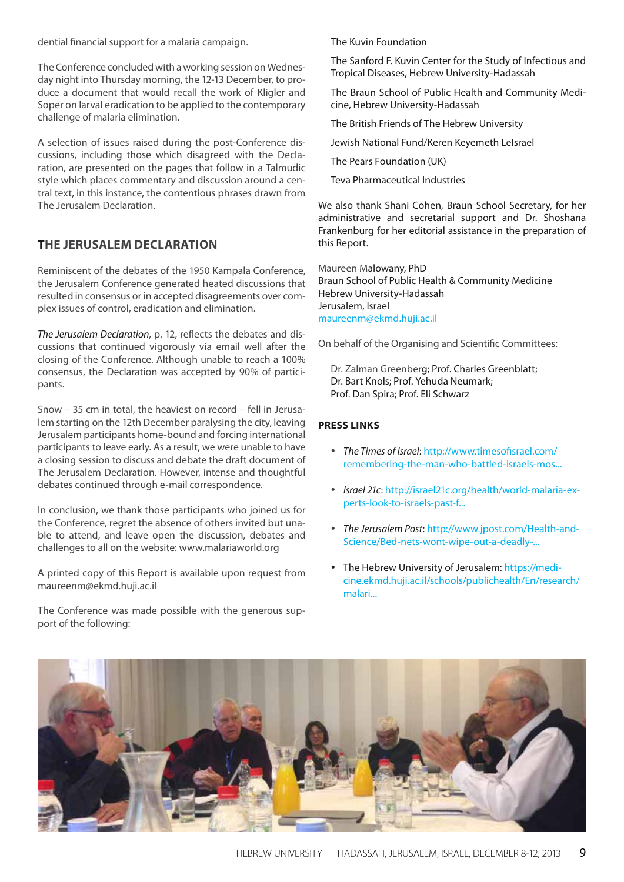dential financial support for a malaria campaign.

The Conference concluded with a working session on Wednesday night into Thursday morning, the 12-13 December, to produce a document that would recall the work of Kligler and Soper on larval eradication to be applied to the contemporary challenge of malaria elimination.

A selection of issues raised during the post-Conference discussions, including those which disagreed with the Declaration, are presented on the pages that follow in a Talmudic style which places commentary and discussion around a central text, in this instance, the contentious phrases drawn from The Jerusalem Declaration.

## THE JERUSALEM DECLARATION

Reminiscent of the debates of the 1950 Kampala Conference, the Jerusalem Conference generated heated discussions that resulted in consensus or in accepted disagreements over complex issues of control, eradication and elimination.

*The Jerusalem Declaration*, p. 12, reflects the debates and discussions that continued vigorously via email well after the closing of the Conference. Although unable to reach a 100% consensus, the Declaration was accepted by 90% of participants.

Snow – 35 cm in total, the heaviest on record – fell in Jerusalem starting on the 12th December paralysing the city, leaving Jerusalem participants home-bound and forcing international participants to leave early. As a result, we were unable to have a closing session to discuss and debate the draft document of The Jerusalem Declaration. However, intense and thoughtful debates continued through e-mail correspondence.

In conclusion, we thank those participants who joined us for the Conference, regret the absence of others invited but unable to attend, and leave open the discussion, debates and challenges to all on the website: www.malariaworld.org

A printed copy of this Report is available upon request from maureenm@ekmd.huji.ac.il

The Conference was made possible with the generous support of the following:

The Kuvin Foundation

The Sanford F. Kuvin Center for the Study of Infectious and Tropical Diseases, Hebrew University-Hadassah

The Braun School of Public Health and Community Medicine, Hebrew University-Hadassah

The British Friends of The Hebrew University

Jewish National Fund/Keren Keyemeth LeIsrael

The Pears Foundation (UK)

Teva Pharmaceutical Industries

We also thank Shani Cohen, Braun School Secretary, for her administrative and secretarial support and Dr. Shoshana Frankenburg for her editorial assistance in the preparation of this Report.

Maureen Malowany, PhD
Braun School of Public Health & Community Medicine
Hebrew University-Hadassah
Jerusalem, Israel
maureenm@ekmd.huji.ac.il

On behalf of the Organising and Scientific Committees:

Dr. Zalman Greenberg; Prof. Charles Greenblatt;
Dr. Bart Knols; Prof. Yehuda Neumark;
Prof. Dan Spira; Prof. Eli Schwarz

### PRESS LINKS

- *The Times of Israel*: http://www.timesofisrael.com/remembering-the-man-who-battled-israels-mos...
- *Israel 21c*: http://israel21c.org/health/world-malaria-experts-look-to-israels-past-f...
- *The Jerusalem Post*: http://www.jpost.com/Health-and-Science/Bed-nets-wont-wipe-out-a-deadly-...
- The Hebrew University of Jerusalem: https://medicine.ekmd.huji.ac.il/schools/publichealth/En/research/malari...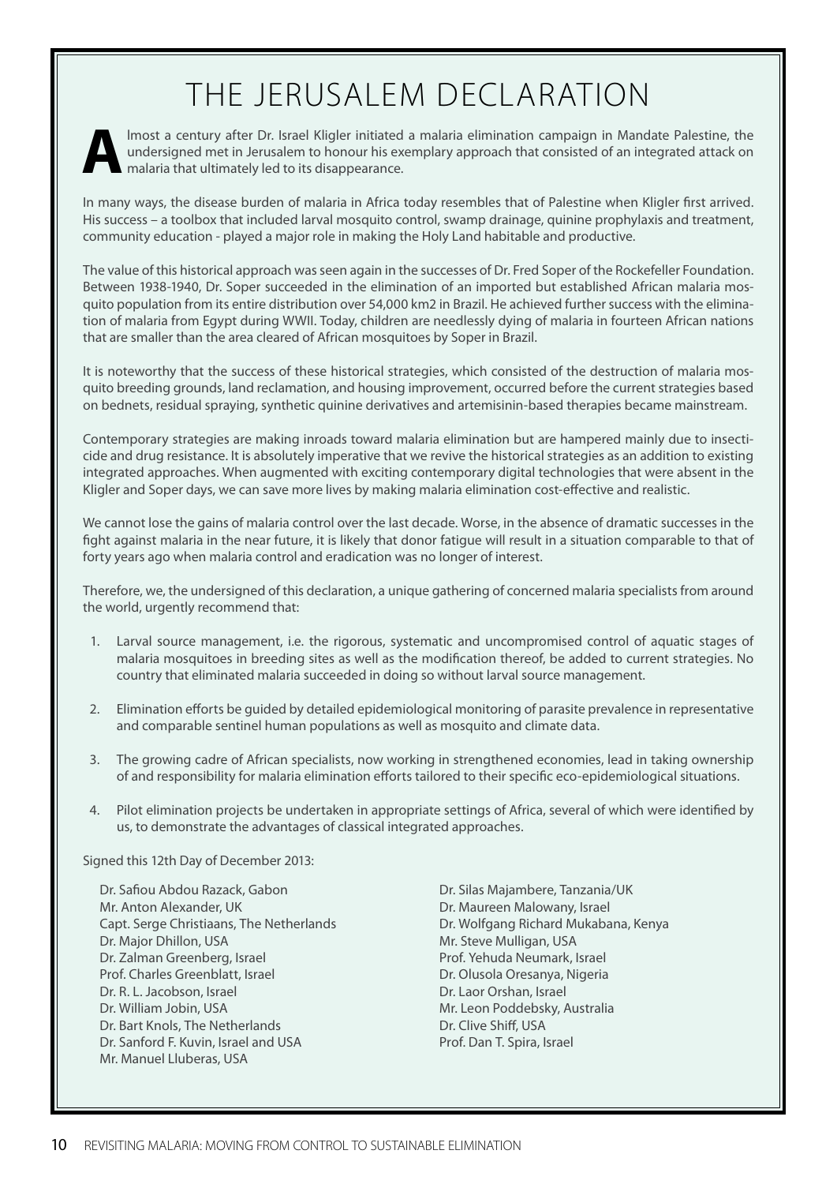# THE JERUSALEM DECLARATION

Almost a century after Dr. Israel Kligler initiated a malaria elimination campaign in Mandate Palestine, the undersigned met in Jerusalem to honour his exemplary approach that consisted of an integrated attack on malaria that ultimately led to its disappearance.

In many ways, the disease burden of malaria in Africa today resembles that of Palestine when Kligler first arrived. His success – a toolbox that included larval mosquito control, swamp drainage, quinine prophylaxis and treatment, community education - played a major role in making the Holy Land habitable and productive.

The value of this historical approach was seen again in the successes of Dr. Fred Soper of the Rockefeller Foundation. Between 1938-1940, Dr. Soper succeeded in the elimination of an imported but established African malaria mosquito population from its entire distribution over 54,000 km2 in Brazil. He achieved further success with the elimination of malaria from Egypt during WWII. Today, children are needlessly dying of malaria in fourteen African nations that are smaller than the area cleared of African mosquitoes by Soper in Brazil.

It is noteworthy that the success of these historical strategies, which consisted of the destruction of malaria mosquito breeding grounds, land reclamation, and housing improvement, occurred before the current strategies based on bednets, residual spraying, synthetic quinine derivatives and artemisinin-based therapies became mainstream.

Contemporary strategies are making inroads toward malaria elimination but are hampered mainly due to insecticide and drug resistance. It is absolutely imperative that we revive the historical strategies as an addition to existing integrated approaches. When augmented with exciting contemporary digital technologies that were absent in the Kligler and Soper days, we can save more lives by making malaria elimination cost-effective and realistic.

We cannot lose the gains of malaria control over the last decade. Worse, in the absence of dramatic successes in the fight against malaria in the near future, it is likely that donor fatigue will result in a situation comparable to that of forty years ago when malaria control and eradication was no longer of interest.

Therefore, we, the undersigned of this declaration, a unique gathering of concerned malaria specialists from around the world, urgently recommend that:

1. Larval source management, i.e. the rigorous, systematic and uncompromised control of aquatic stages of malaria mosquitoes in breeding sites as well as the modification thereof, be added to current strategies. No country that eliminated malaria succeeded in doing so without larval source management.

2. Elimination efforts be guided by detailed epidemiological monitoring of parasite prevalence in representative and comparable sentinel human populations as well as mosquito and climate data.

3. The growing cadre of African specialists, now working in strengthened economies, lead in taking ownership of and responsibility for malaria elimination efforts tailored to their specific eco-epidemiological situations.

4. Pilot elimination projects be undertaken in appropriate settings of Africa, several of which were identified by us, to demonstrate the advantages of classical integrated approaches.

Signed this 12th Day of December 2013:

Dr. Safiou Abdou Razack, Gabon
Mr. Anton Alexander, UK
Capt. Serge Christiaans, The Netherlands
Dr. Major Dhillon, USA
Dr. Zalman Greenberg, Israel
Prof. Charles Greenblatt, Israel
Dr. R. L. Jacobson, Israel
Dr. William Jobin, USA
Dr. Bart Knols, The Netherlands
Dr. Sanford F. Kuvin, Israel and USA
Mr. Manuel Lluberas, USA
Dr. Silas Majambere, Tanzania/UK
Dr. Maureen Malowany, Israel
Dr. Wolfgang Richard Mukabana, Kenya
Mr. Steve Mulligan, USA
Prof. Yehuda Neumark, Israel
Dr. Olusola Oresanya, Nigeria
Dr. Laor Orshan, Israel
Mr. Leon Poddebsky, Australia
Dr. Clive Shiff, USA
Prof. Dan T. Spira, Israel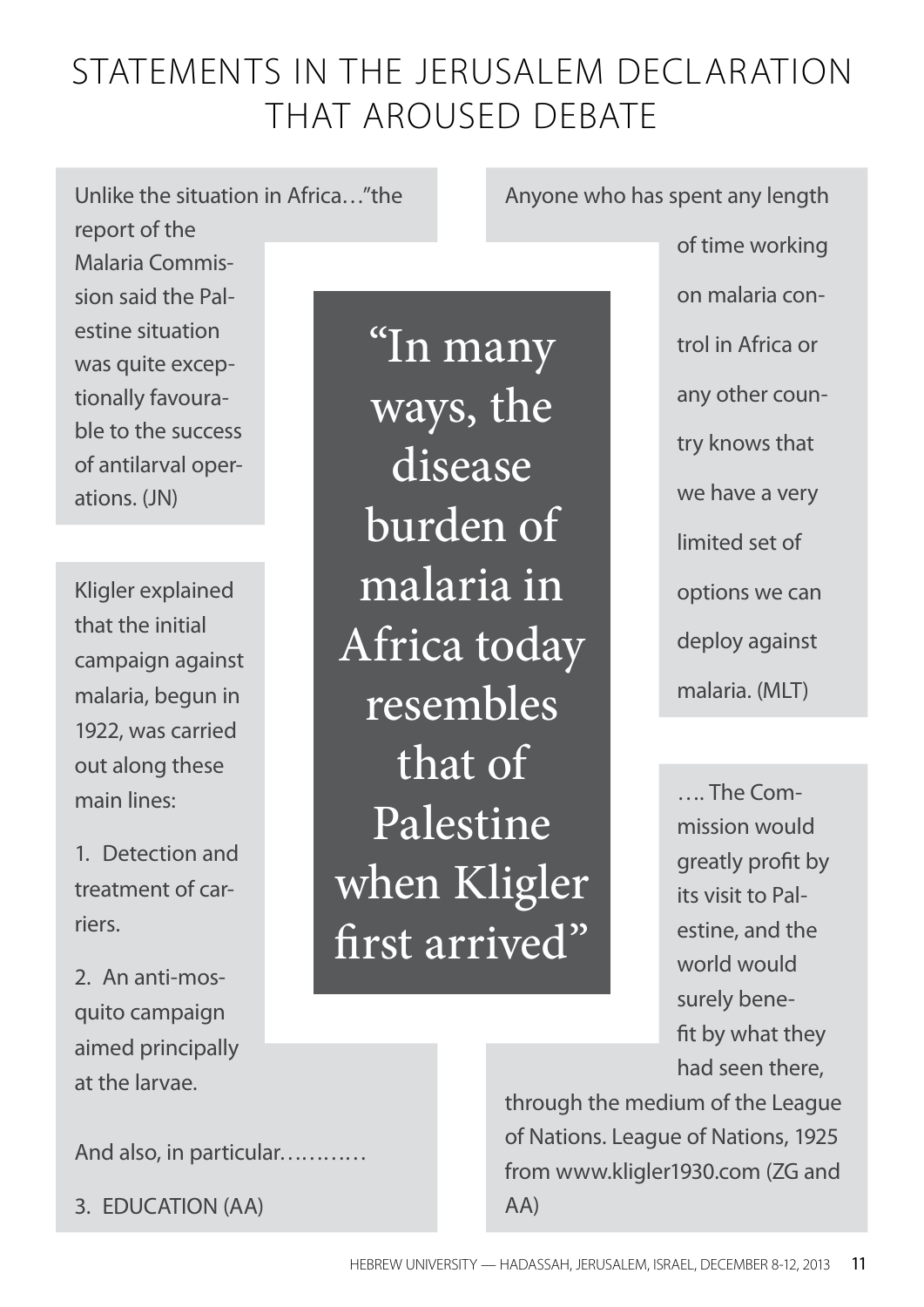# STATEMENTS IN THE JERUSALEM DECLARATION THAT AROUSED DEBATE

Unlike the situation in Africa…"the report of the Malaria Commission said the Palestine situation was quite exceptionally favourable to the success of antilarval operations. (JN)

Kligler explained that the initial campaign against malaria, begun in 1922, was carried out along these main lines:

1. Detection and treatment of carriers.
2. An anti-mosquito campaign aimed principally at the larvae.

And also, in particular…………

3. EDUCATION (AA)

"In many ways, the disease burden of malaria in Africa today resembles that of Palestine when Kligler first arrived"

Anyone who has spent any length of time working on malaria control in Africa or any other country knows that we have a very limited set of options we can deploy against malaria. (MLT)

…. The Commission would greatly profit by its visit to Palestine, and the world would surely benefit by what they had seen there, through the medium of the League of Nations. League of Nations, 1925 from www.kligler1930.com (ZG and AA)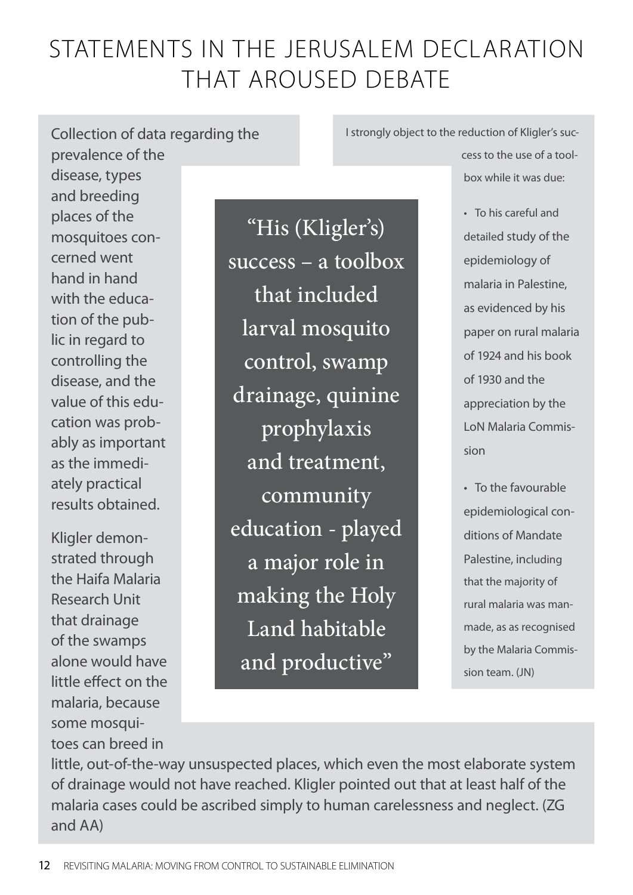# STATEMENTS IN THE JERUSALEM DECLARATION THAT AROUSED DEBATE

> "His (Kligler's) success – a toolbox that included larval mosquito control, swamp drainage, quinine prophylaxis and treatment, community education - played a major role in making the Holy Land habitable and productive"

Collection of data regarding the prevalence of the disease, types and breeding places of the mosquitoes concerned went hand in hand with the education of the public in regard to controlling the disease, and the value of this education was probably as important as the immediately practical results obtained.

Kligler demonstrated through the Haifa Malaria Research Unit that drainage of the swamps alone would have little effect on the malaria, because some mosquitoes can breed in little, out-of-the-way unsuspected places, which even the most elaborate system of drainage would not have reached. Kligler pointed out that at least half of the malaria cases could be ascribed simply to human carelessness and neglect. (ZG and AA)

I strongly object to the reduction of Kligler's success to the use of a toolbox while it was due:

- To his careful and detailed study of the epidemiology of malaria in Palestine, as evidenced by his paper on rural malaria of 1924 and his book of 1930 and the appreciation by the LoN Malaria Commission
- To the favourable epidemiological conditions of Mandate Palestine, including that the majority of rural malaria was man-made, as as recognised by the Malaria Commission team. (JN)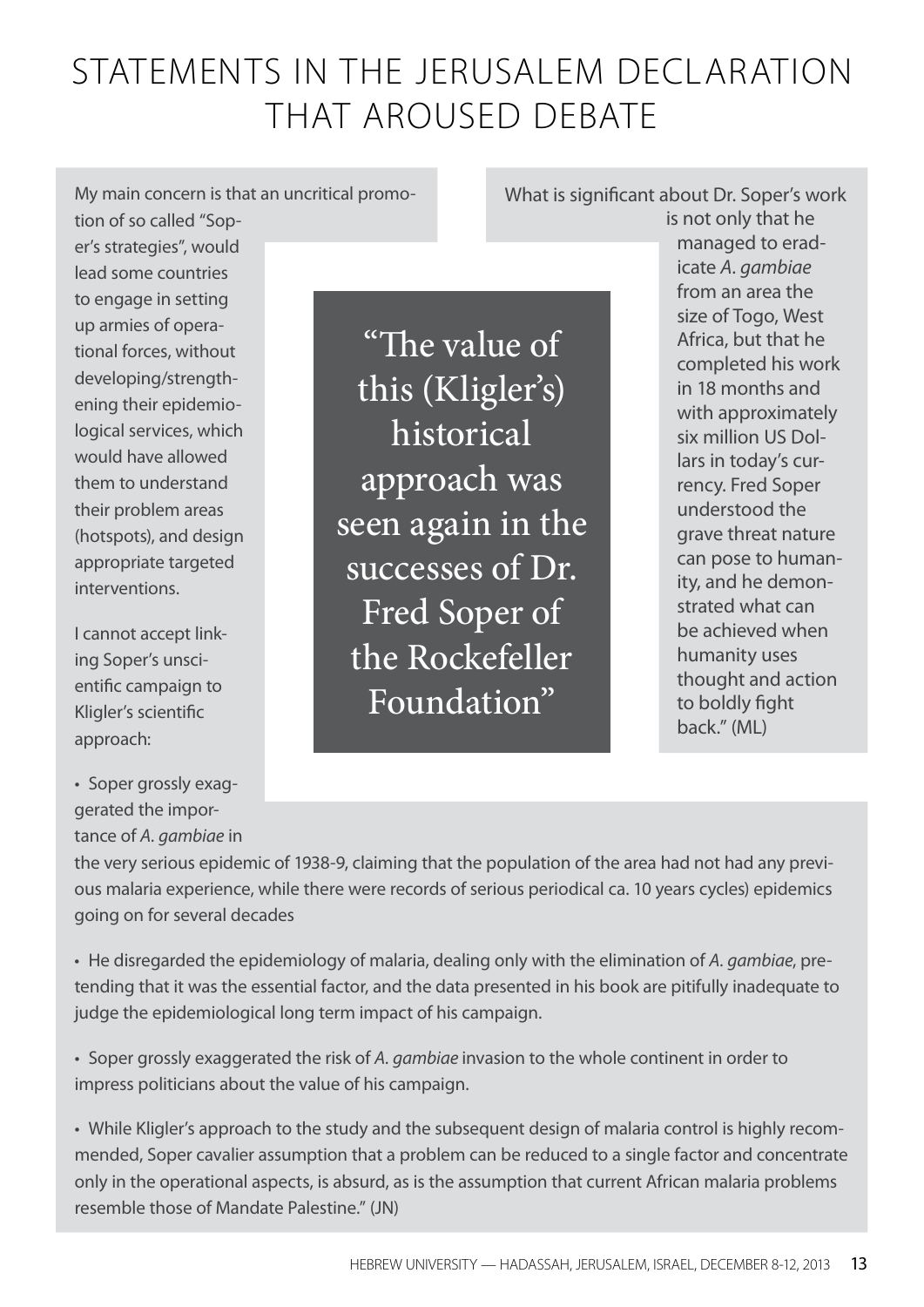# STATEMENTS IN THE JERUSALEM DECLARATION THAT AROUSED DEBATE

> "The value of this (Kligler's) historical approach was seen again in the successes of Dr. Fred Soper of the Rockefeller Foundation"

My main concern is that an uncritical promotion of so called "Soper's strategies", would lead some countries to engage in setting up armies of operational forces, without developing/strengthening their epidemiological services, which would have allowed them to understand their problem areas (hotspots), and design appropriate targeted interventions.

I cannot accept linking Soper's unscientific campaign to Kligler's scientific approach:

- Soper grossly exaggerated the importance of *A. gambiae* in the very serious epidemic of 1938-9, claiming that the population of the area had not had any previous malaria experience, while there were records of serious periodical ca. 10 years cycles) epidemics going on for several decades
- He disregarded the epidemiology of malaria, dealing only with the elimination of *A. gambiae*, pretending that it was the essential factor, and the data presented in his book are pitifully inadequate to judge the epidemiological long term impact of his campaign.
- Soper grossly exaggerated the risk of *A. gambiae* invasion to the whole continent in order to impress politicians about the value of his campaign.
- While Kligler's approach to the study and the subsequent design of malaria control is highly recommended, Soper cavalier assumption that a problem can be reduced to a single factor and concentrate only in the operational aspects, is absurd, as is the assumption that current African malaria problems resemble those of Mandate Palestine." (JN)

What is significant about Dr. Soper's work is not only that he managed to eradicate *A. gambiae* from an area the size of Togo, West Africa, but that he completed his work in 18 months and with approximately six million US Dollars in today's currency. Fred Soper understood the grave threat nature can pose to humanity, and he demonstrated what can be achieved when humanity uses thought and action to boldly fight back." (ML)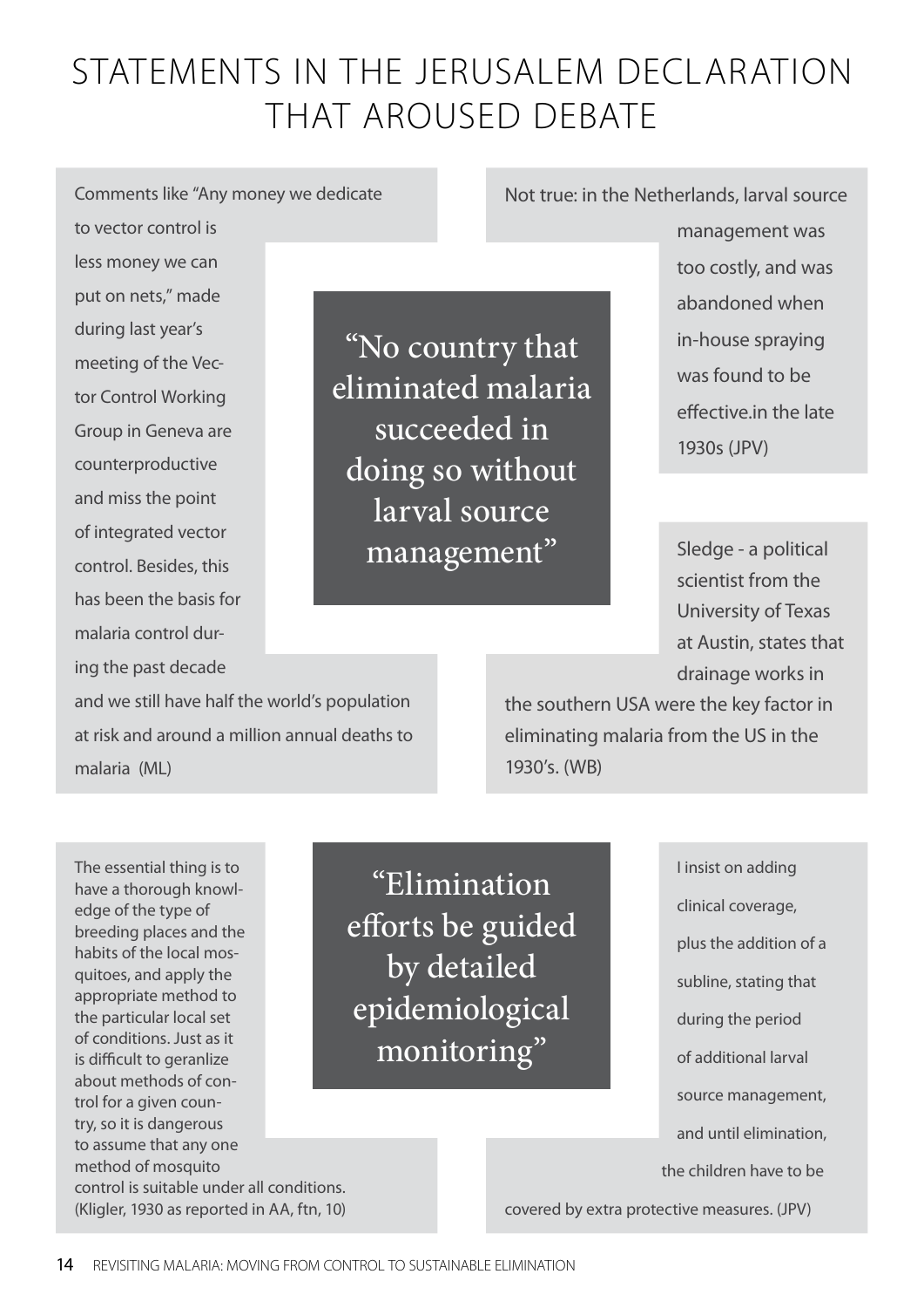# STATEMENTS IN THE JERUSALEM DECLARATION THAT AROUSED DEBATE

> "No country that eliminated malaria succeeded in doing so without larval source management"

Comments like "Any money we dedicate to vector control is less money we can put on nets," made during last year's meeting of the Vector Control Working Group in Geneva are counterproductive and miss the point of integrated vector control. Besides, this has been the basis for malaria control during the past decade and we still have half the world's population at risk and around a million annual deaths to malaria (ML)

Not true: in the Netherlands, larval source management was too costly, and was abandoned when in-house spraying was found to be effective.in the late 1930s (JPV)

Sledge - a political scientist from the University of Texas at Austin, states that drainage works in the southern USA were the key factor in eliminating malaria from the US in the 1930's. (WB)

> "Elimination efforts be guided by detailed epidemiological monitoring"

The essential thing is to have a thorough knowledge of the type of breeding places and the habits of the local mosquitoes, and apply the appropriate method to the particular local set of conditions. Just as it is difficult to geranlize about methods of control for a given country, so it is dangerous to assume that any one method of mosquito control is suitable under all conditions. (Kligler, 1930 as reported in AA, ftn, 10)

I insist on adding clinical coverage, plus the addition of a subline, stating that during the period of additional larval source management, and until elimination, the children have to be covered by extra protective measures. (JPV)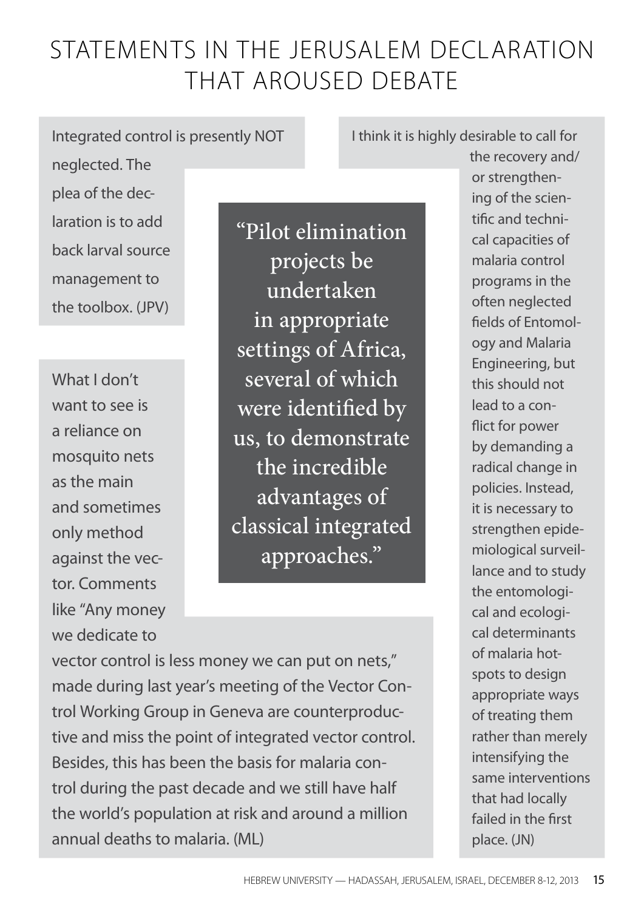# STATEMENTS IN THE JERUSALEM DECLARATION THAT AROUSED DEBATE

Integrated control is presently NOT neglected. The plea of the declaration is to add back larval source management to the toolbox. (JPV)

What I don't want to see is a reliance on mosquito nets as the main and sometimes only method against the vector. Comments like "Any money we dedicate to vector control is less money we can put on nets," made during last year's meeting of the Vector Control Working Group in Geneva are counterproductive and miss the point of integrated vector control. Besides, this has been the basis for malaria control during the past decade and we still have half the world's population at risk and around a million annual deaths to malaria. (ML)

> "Pilot elimination projects be undertaken in appropriate settings of Africa, several of which were identified by us, to demonstrate the incredible advantages of classical integrated approaches."

I think it is highly desirable to call for the recovery and/or strengthening of the scientific and technical capacities of malaria control programs in the often neglected fields of Entomology and Malaria Engineering, but this should not lead to a conflict for power by demanding a radical change in policies. Instead, it is necessary to strengthen epidemiological surveillance and to study the entomological and ecological determinants of malaria hotspots to design appropriate ways of treating them rather than merely intensifying the same interventions that had locally failed in the first place. (JN)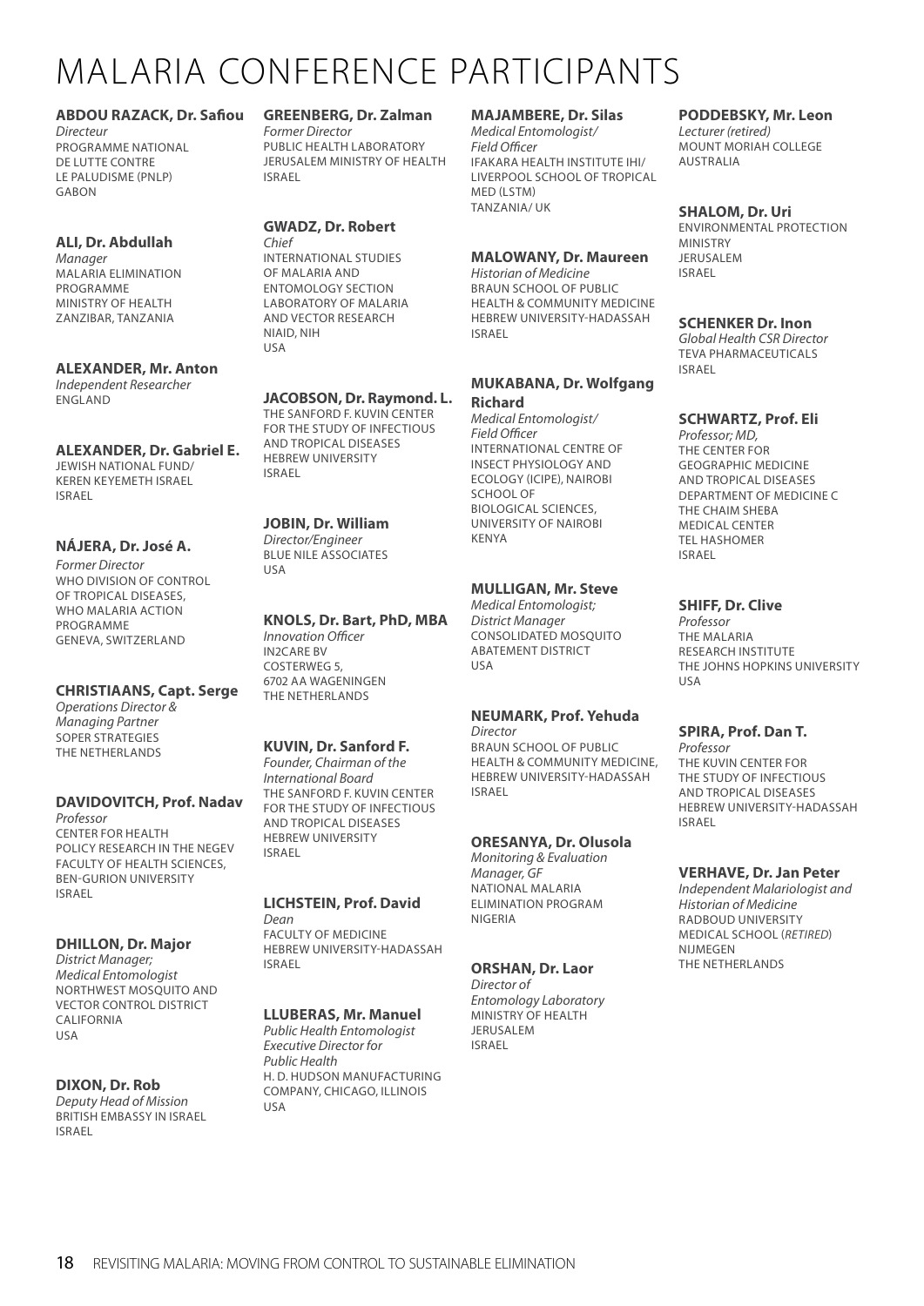# MALARIA CONFERENCE PARTICIPANTS

**ABDOU RAZACK, Dr. Safiou**
*Directeur*
PROGRAMME NATIONAL DE LUTTE CONTRE LE PALUDISME (PNLP)
GABON

**ALI, Dr. Abdullah**
*Manager*
MALARIA ELIMINATION PROGRAMME
MINISTRY OF HEALTH
ZANZIBAR, TANZANIA

**ALEXANDER, Mr. Anton**
*Independent Researcher*
ENGLAND

**ALEXANDER, Dr. Gabriel E.**
JEWISH NATIONAL FUND/ KEREN KEYEMETH ISRAEL
ISRAEL

**NÁJERA, Dr. José A.**
*Former Director*
WHO DIVISION OF CONTROL OF TROPICAL DISEASES, WHO MALARIA ACTION PROGRAMME
GENEVA, SWITZERLAND

**CHRISTIAANS, Capt. Serge**
*Operations Director & Managing Partner*
SOPER STRATEGIES
THE NETHERLANDS

**DAVIDOVITCH, Prof. Nadav**
*Professor*
CENTER FOR HEALTH POLICY RESEARCH IN THE NEGEV
FACULTY OF HEALTH SCIENCES, BEN-GURION UNIVERSITY
ISRAEL

**DHILLON, Dr. Major**
*District Manager; Medical Entomologist*
NORTHWEST MOSQUITO AND VECTOR CONTROL DISTRICT
CALIFORNIA
USA

**DIXON, Dr. Rob**
*Deputy Head of Mission*
BRITISH EMBASSY IN ISRAEL
ISRAEL

**GREENBERG, Dr. Zalman**
*Former Director*
PUBLIC HEALTH LABORATORY
JERUSALEM MINISTRY OF HEALTH
ISRAEL

**GWADZ, Dr. Robert**
*Chief*
INTERNATIONAL STUDIES OF MALARIA AND ENTOMOLOGY SECTION
LABORATORY OF MALARIA AND VECTOR RESEARCH
NIAID, NIH
USA

**JACOBSON, Dr. Raymond. L.**
THE SANFORD F. KUVIN CENTER FOR THE STUDY OF INFECTIOUS AND TROPICAL DISEASES
HEBREW UNIVERSITY
ISRAEL

**JOBIN, Dr. William**
*Director/Engineer*
BLUE NILE ASSOCIATES
USA

**KNOLS, Dr. Bart, PhD, MBA**
*Innovation Officer*
IN2CARE BV
COSTERWEG 5,
6702 AA WAGENINGEN
THE NETHERLANDS

**KUVIN, Dr. Sanford F.**
*Founder, Chairman of the International Board*
THE SANFORD F. KUVIN CENTER FOR THE STUDY OF INFECTIOUS AND TROPICAL DISEASES
HEBREW UNIVERSITY
ISRAEL

**LICHSTEIN, Prof. David**
*Dean*
FACULTY OF MEDICINE
HEBREW UNIVERSITY-HADASSAH
ISRAEL

**LLUBERAS, Mr. Manuel**
*Public Health Entomologist Executive Director for Public Health*
H. D. HUDSON MANUFACTURING COMPANY, CHICAGO, ILLINOIS
USA

**MAJAMBERE, Dr. Silas**
*Medical Entomologist/ Field Officer*
IFAKARA HEALTH INSTITUTE IHI/ LIVERPOOL SCHOOL OF TROPICAL MED (LSTM)
TANZANIA/ UK

**MALOWANY, Dr. Maureen**
*Historian of Medicine*
BRAUN SCHOOL OF PUBLIC HEALTH & COMMUNITY MEDICINE
HEBREW UNIVERSITY-HADASSAH
ISRAEL

**MUKABANA, Dr. Wolfgang Richard**
*Medical Entomologist/ Field Officer*
INTERNATIONAL CENTRE OF INSECT PHYSIOLOGY AND ECOLOGY (ICIPE), NAIROBI
SCHOOL OF BIOLOGICAL SCIENCES, UNIVERSITY OF NAIROBI
KENYA

**MULLIGAN, Mr. Steve**
*Medical Entomologist; District Manager*
CONSOLIDATED MOSQUITO ABATEMENT DISTRICT
USA

**NEUMARK, Prof. Yehuda**
*Director*
BRAUN SCHOOL OF PUBLIC HEALTH & COMMUNITY MEDICINE,
HEBREW UNIVERSITY-HADASSAH
ISRAEL

**ORESANYA, Dr. Olusola**
*Monitoring & Evaluation Manager, GF*
NATIONAL MALARIA ELIMINATION PROGRAM
NIGERIA

**ORSHAN, Dr. Laor**
*Director of Entomology Laboratory*
MINISTRY OF HEALTH
JERUSALEM
ISRAEL

**PODDEBSKY, Mr. Leon**
*Lecturer (retired)*
MOUNT MORIAH COLLEGE
AUSTRALIA

**SHALOM, Dr. Uri**
ENVIRONMENTAL PROTECTION MINISTRY
JERUSALEM
ISRAEL

**SCHENKER Dr. Inon**
*Global Health CSR Director*
TEVA PHARMACEUTICALS
ISRAEL

**SCHWARTZ, Prof. Eli**
*Professor; MD,*
THE CENTER FOR GEOGRAPHIC MEDICINE AND TROPICAL DISEASES
DEPARTMENT OF MEDICINE C
THE CHAIM SHEBA MEDICAL CENTER
TEL HASHOMER
ISRAEL

**SHIFF, Dr. Clive**
*Professor*
THE MALARIA RESEARCH INSTITUTE
THE JOHNS HOPKINS UNIVERSITY
USA

**SPIRA, Prof. Dan T.**
*Professor*
THE KUVIN CENTER FOR THE STUDY OF INFECTIOUS AND TROPICAL DISEASES
HEBREW UNIVERSITY-HADASSAH
ISRAEL

**VERHAVE, Dr. Jan Peter**
*Independent Malariologist and Historian of Medicine*
RADBOUD UNIVERSITY MEDICAL SCHOOL (*RETIRED*)
NIJMEGEN
THE NETHERLANDS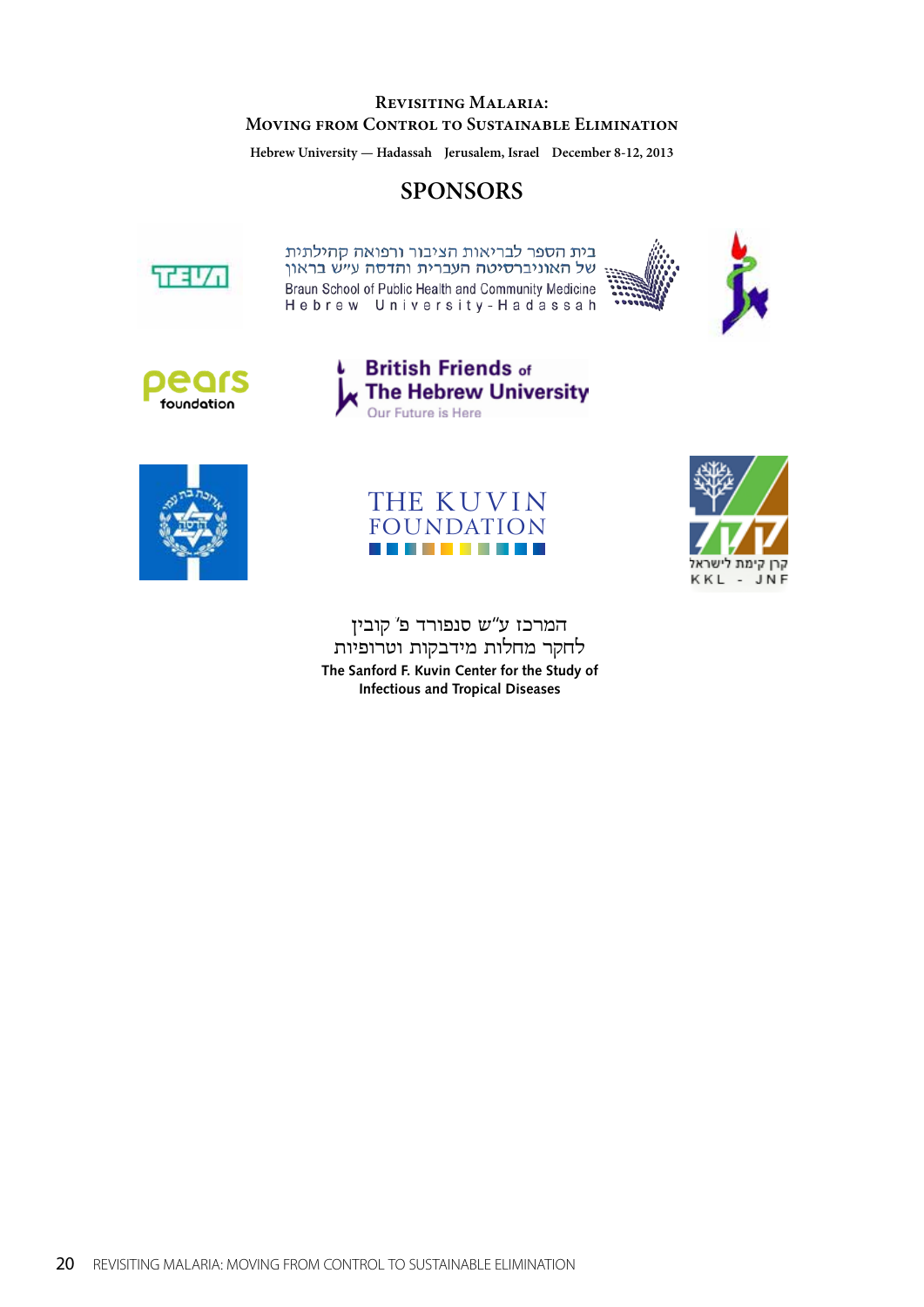**Revisiting Malaria:**
**Moving from Control to Sustainable Elimination**

Hebrew University — Hadassah   Jerusalem, Israel   December 8-12, 2013

## SPONSORS

TEVA

בית הספר לבריאות הציבור ורפואה קהילתית
של האוניברסיטה העברית והדסה ע"ש בראון
Braun School of Public Health and Community Medicine
Hebrew University-Hadassah

pears foundation

British Friends of The Hebrew University
Our Future is Here

THE KUVIN FOUNDATION

קרן קימת לישראל
KKL - JNF

המרכז ע"ש סנפורד פ' קובין
לחקר מחלות מידבקות וטרופיות
The Sanford F. Kuvin Center for the Study of Infectious and Tropical Diseases